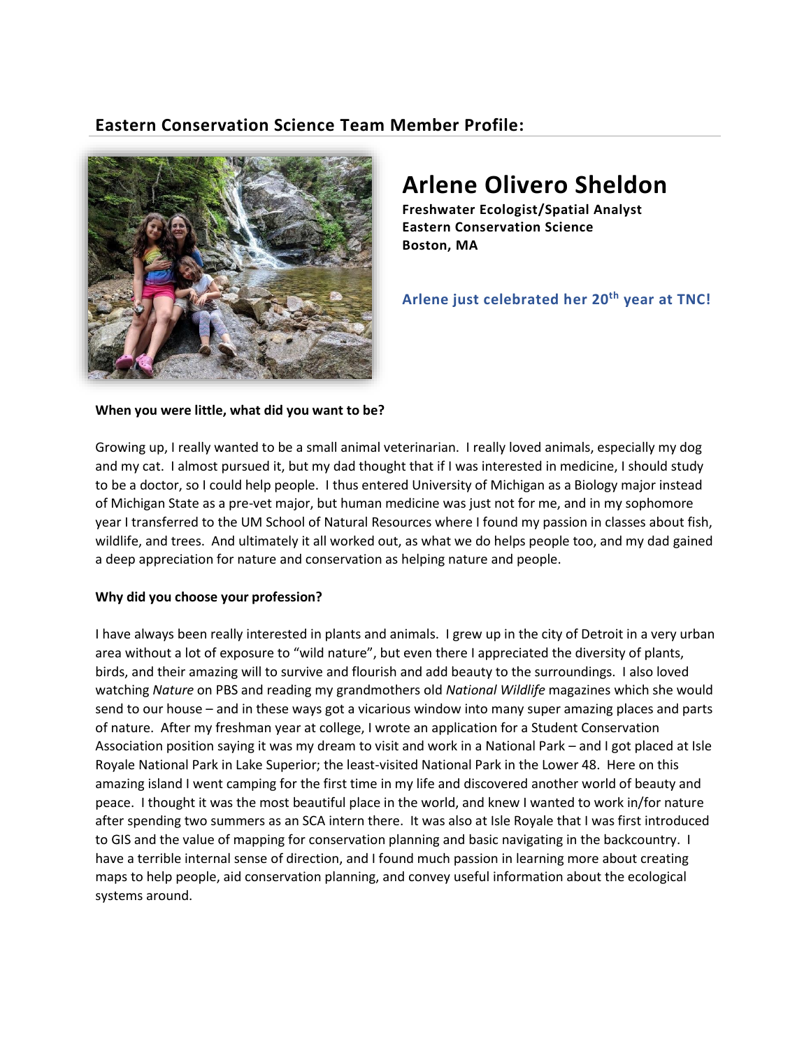## Eastern Conservation Science Team Member Profile:

# Arlene Olivero Sheldon

**Freshwater Ecologist/Spatial Analyst**
**Eastern Conservation Science**
**Boston, MA**

**Arlene just celebrated her 20th year at TNC!**

**When you were little, what did you want to be?**

Growing up, I really wanted to be a small animal veterinarian. I really loved animals, especially my dog and my cat. I almost pursued it, but my dad thought that if I was interested in medicine, I should study to be a doctor, so I could help people. I thus entered University of Michigan as a Biology major instead of Michigan State as a pre-vet major, but human medicine was just not for me, and in my sophomore year I transferred to the UM School of Natural Resources where I found my passion in classes about fish, wildlife, and trees. And ultimately it all worked out, as what we do helps people too, and my dad gained a deep appreciation for nature and conservation as helping nature and people.

**Why did you choose your profession?**

I have always been really interested in plants and animals. I grew up in the city of Detroit in a very urban area without a lot of exposure to "wild nature", but even there I appreciated the diversity of plants, birds, and their amazing will to survive and flourish and add beauty to the surroundings. I also loved watching *Nature* on PBS and reading my grandmothers old *National Wildlife* magazines which she would send to our house – and in these ways got a vicarious window into many super amazing places and parts of nature. After my freshman year at college, I wrote an application for a Student Conservation Association position saying it was my dream to visit and work in a National Park – and I got placed at Isle Royale National Park in Lake Superior; the least-visited National Park in the Lower 48. Here on this amazing island I went camping for the first time in my life and discovered another world of beauty and peace. I thought it was the most beautiful place in the world, and knew I wanted to work in/for nature after spending two summers as an SCA intern there. It was also at Isle Royale that I was first introduced to GIS and the value of mapping for conservation planning and basic navigating in the backcountry. I have a terrible internal sense of direction, and I found much passion in learning more about creating maps to help people, aid conservation planning, and convey useful information about the ecological systems around.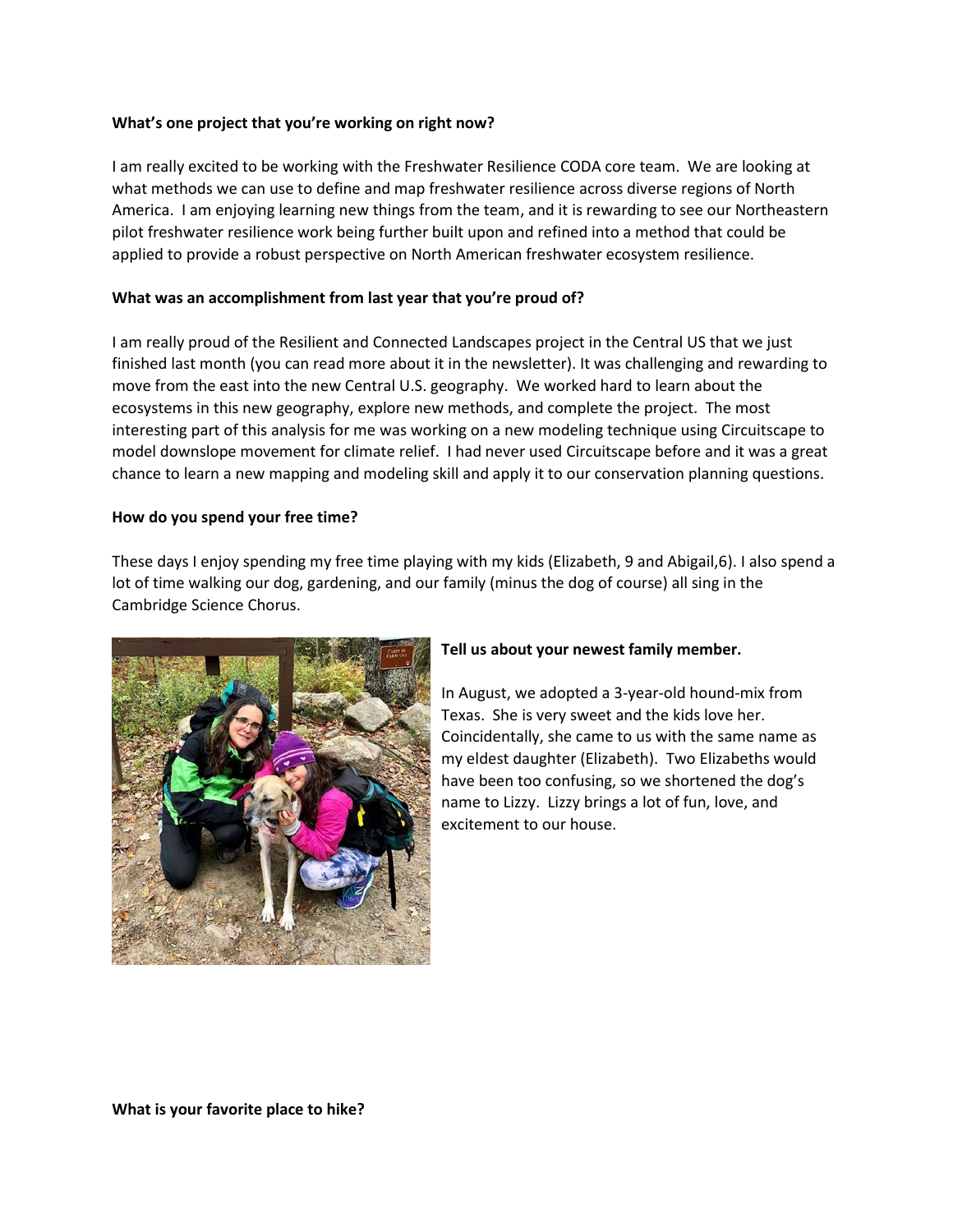**What's one project that you're working on right now?**

I am really excited to be working with the Freshwater Resilience CODA core team. We are looking at what methods we can use to define and map freshwater resilience across diverse regions of North America. I am enjoying learning new things from the team, and it is rewarding to see our Northeastern pilot freshwater resilience work being further built upon and refined into a method that could be applied to provide a robust perspective on North American freshwater ecosystem resilience.

**What was an accomplishment from last year that you're proud of?**

I am really proud of the Resilient and Connected Landscapes project in the Central US that we just finished last month (you can read more about it in the newsletter). It was challenging and rewarding to move from the east into the new Central U.S. geography. We worked hard to learn about the ecosystems in this new geography, explore new methods, and complete the project. The most interesting part of this analysis for me was working on a new modeling technique using Circuitscape to model downslope movement for climate relief. I had never used Circuitscape before and it was a great chance to learn a new mapping and modeling skill and apply it to our conservation planning questions.

**How do you spend your free time?**

These days I enjoy spending my free time playing with my kids (Elizabeth, 9 and Abigail,6). I also spend a lot of time walking our dog, gardening, and our family (minus the dog of course) all sing in the Cambridge Science Chorus.

**Tell us about your newest family member.**

In August, we adopted a 3-year-old hound-mix from Texas. She is very sweet and the kids love her. Coincidentally, she came to us with the same name as my eldest daughter (Elizabeth). Two Elizabeths would have been too confusing, so we shortened the dog's name to Lizzy. Lizzy brings a lot of fun, love, and excitement to our house.

**What is your favorite place to hike?**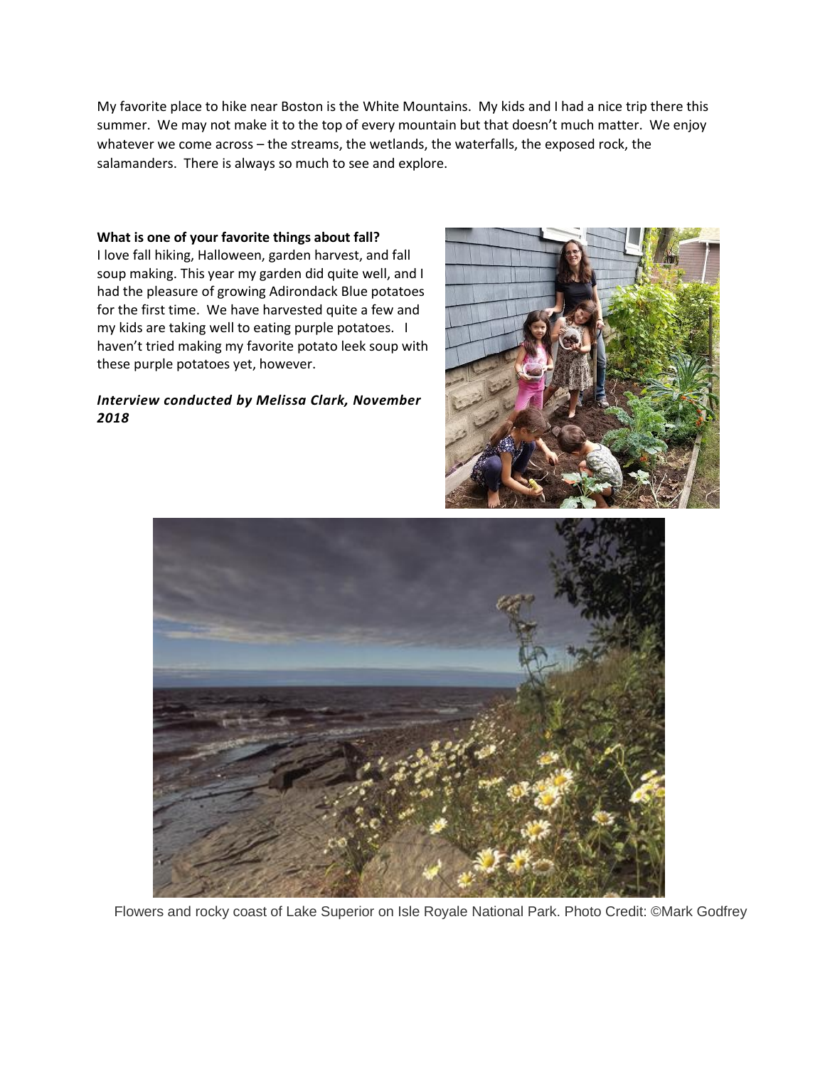My favorite place to hike near Boston is the White Mountains. My kids and I had a nice trip there this summer. We may not make it to the top of every mountain but that doesn't much matter. We enjoy whatever we come across – the streams, the wetlands, the waterfalls, the exposed rock, the salamanders. There is always so much to see and explore.

**What is one of your favorite things about fall?**

I love fall hiking, Halloween, garden harvest, and fall soup making. This year my garden did quite well, and I had the pleasure of growing Adirondack Blue potatoes for the first time. We have harvested quite a few and my kids are taking well to eating purple potatoes. I haven't tried making my favorite potato leek soup with these purple potatoes yet, however.

***Interview conducted by Melissa Clark, November 2018***

Flowers and rocky coast of Lake Superior on Isle Royale National Park. Photo Credit: ©Mark Godfrey